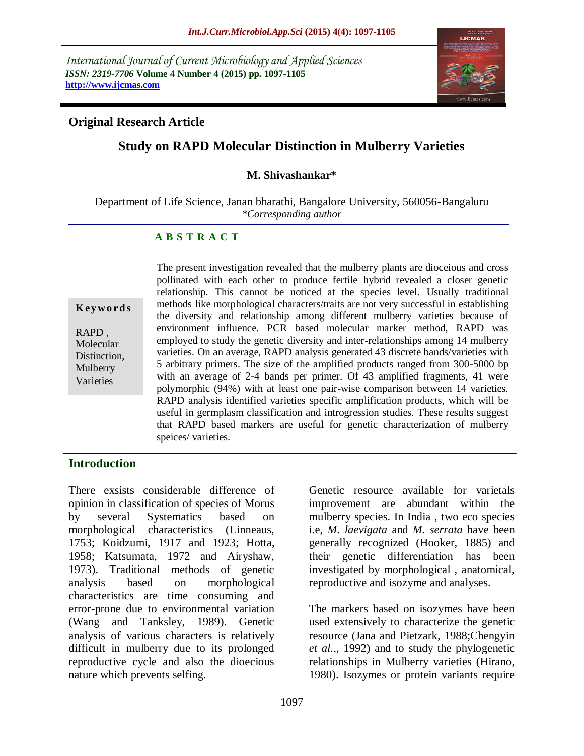International Journal of Current Microbiology and Applied Sciences
*ISSN: 2319-7706* **Volume 4 Number 4 (2015) pp. 1097-1105**
**http://www.ijcmas.com**

**Original Research Article**

# Study on RAPD Molecular Distinction in Mulberry Varieties

**M. Shivashankar***

Department of Life Science, Janan bharathi, Bangalore University, 560056-Bangaluru
*\*Corresponding author*

## A B S T R A C T

**Keywords**

RAPD , Molecular Distinction, Mulberry Varieties

The present investigation revealed that the mulberry plants are dioceious and cross pollinated with each other to produce fertile hybrid revealed a closer genetic relationship. This cannot be noticed at the species level. Usually traditional methods like morphological characters/traits are not very successful in establishing the diversity and relationship among different mulberry varieties because of environment influence. PCR based molecular marker method, RAPD was employed to study the genetic diversity and inter-relationships among 14 mulberry varieties. On an average, RAPD analysis generated 43 discrete bands/varieties with 5 arbitrary primers. The size of the amplified products ranged from 300-5000 bp with an average of 2-4 bands per primer. Of 43 amplified fragments, 41 were polymorphic (94%) with at least one pair-wise comparison between 14 varieties. RAPD analysis identified varieties specific amplification products, which will be useful in germplasm classification and introgression studies. These results suggest that RAPD based markers are useful for genetic characterization of mulberry speices/ varieties.

## Introduction

There exsists considerable difference of opinion in classification of species of Morus by several Systematics based on morphological characteristics (Linneaus, 1753; Koidzumi, 1917 and 1923; Hotta, 1958; Katsumata, 1972 and Airyshaw, 1973). Traditional methods of genetic analysis based on morphological characteristics are time consuming and error-prone due to environmental variation (Wang and Tanksley, 1989). Genetic analysis of various characters is relatively difficult in mulberry due to its prolonged reproductive cycle and also the dioecious nature which prevents selfing.

Genetic resource available for varietals improvement are abundant within the mulberry species. In India , two eco species i.e, *M. laevigata* and *M. serrata* have been generally recognized (Hooker, 1885) and their genetic differentiation has been investigated by morphological , anatomical, reproductive and isozyme and analyses.

The markers based on isozymes have been used extensively to characterize the genetic resource (Jana and Pietzark, 1988;Chengyin *et al*.,, 1992) and to study the phylogenetic relationships in Mulberry varieties (Hirano, 1980). Isozymes or protein variants require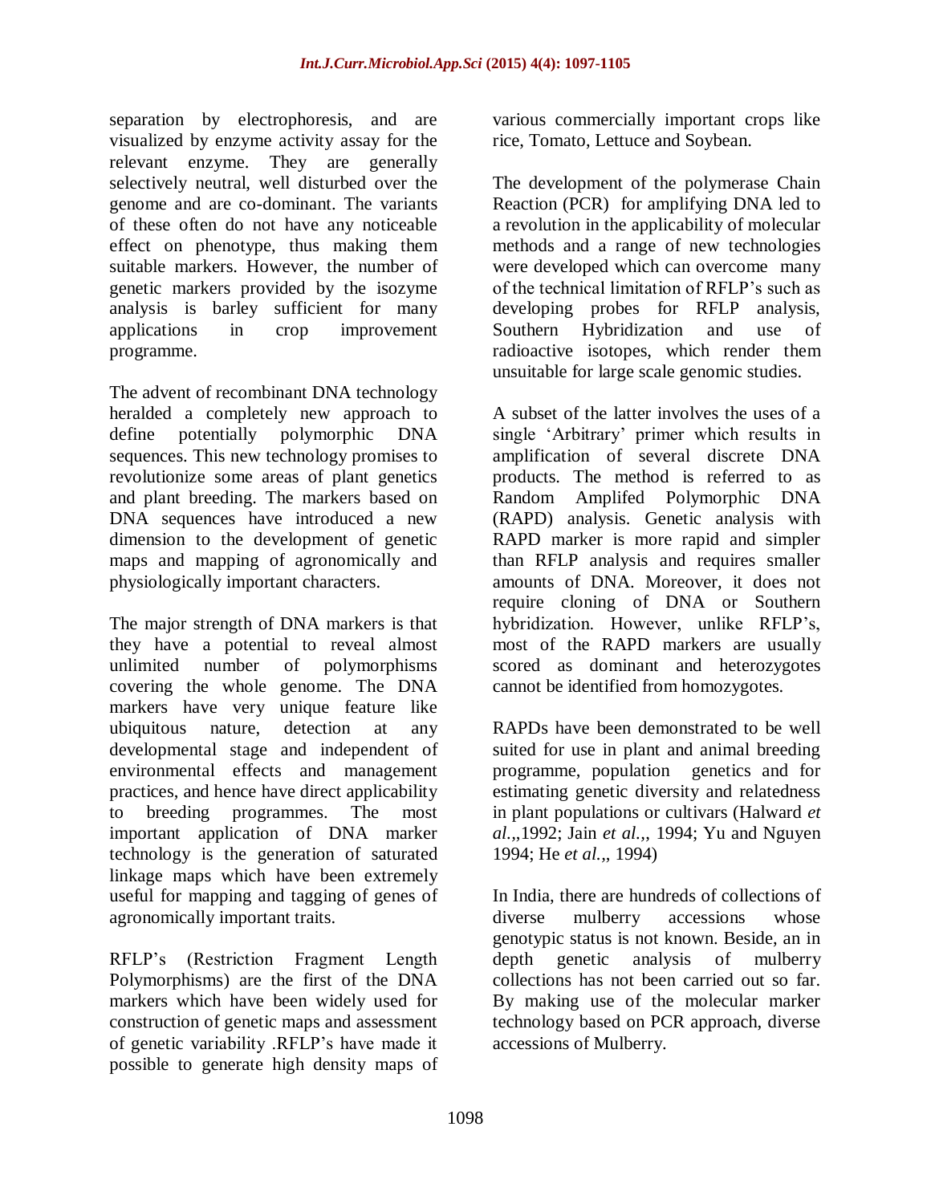separation by electrophoresis, and are visualized by enzyme activity assay for the relevant enzyme. They are generally selectively neutral, well disturbed over the genome and are co-dominant. The variants of these often do not have any noticeable effect on phenotype, thus making them suitable markers. However, the number of genetic markers provided by the isozyme analysis is barley sufficient for many applications in crop improvement programme.

The advent of recombinant DNA technology heralded a completely new approach to define potentially polymorphic DNA sequences. This new technology promises to revolutionize some areas of plant genetics and plant breeding. The markers based on DNA sequences have introduced a new dimension to the development of genetic maps and mapping of agronomically and physiologically important characters.

The major strength of DNA markers is that they have a potential to reveal almost unlimited number of polymorphisms covering the whole genome. The DNA markers have very unique feature like ubiquitous nature, detection at any developmental stage and independent of environmental effects and management practices, and hence have direct applicability to breeding programmes. The most important application of DNA marker technology is the generation of saturated linkage maps which have been extremely useful for mapping and tagging of genes of agronomically important traits.

RFLP's (Restriction Fragment Length Polymorphisms) are the first of the DNA markers which have been widely used for construction of genetic maps and assessment of genetic variability .RFLP's have made it possible to generate high density maps of various commercially important crops like rice, Tomato, Lettuce and Soybean.

The development of the polymerase Chain Reaction (PCR) for amplifying DNA led to a revolution in the applicability of molecular methods and a range of new technologies were developed which can overcome many of the technical limitation of RFLP's such as developing probes for RFLP analysis, Southern Hybridization and use of radioactive isotopes, which render them unsuitable for large scale genomic studies.

A subset of the latter involves the uses of a single 'Arbitrary' primer which results in amplification of several discrete DNA products. The method is referred to as Random Amplifed Polymorphic DNA (RAPD) analysis. Genetic analysis with RAPD marker is more rapid and simpler than RFLP analysis and requires smaller amounts of DNA. Moreover, it does not require cloning of DNA or Southern hybridization. However, unlike RFLP's, most of the RAPD markers are usually scored as dominant and heterozygotes cannot be identified from homozygotes.

RAPDs have been demonstrated to be well suited for use in plant and animal breeding programme, population genetics and for estimating genetic diversity and relatedness in plant populations or cultivars (Halward *et al.*,,1992; Jain *et al.*,, 1994; Yu and Nguyen 1994; He *et al.*,, 1994)

In India, there are hundreds of collections of diverse mulberry accessions whose genotypic status is not known. Beside, an in depth genetic analysis of mulberry collections has not been carried out so far. By making use of the molecular marker technology based on PCR approach, diverse accessions of Mulberry.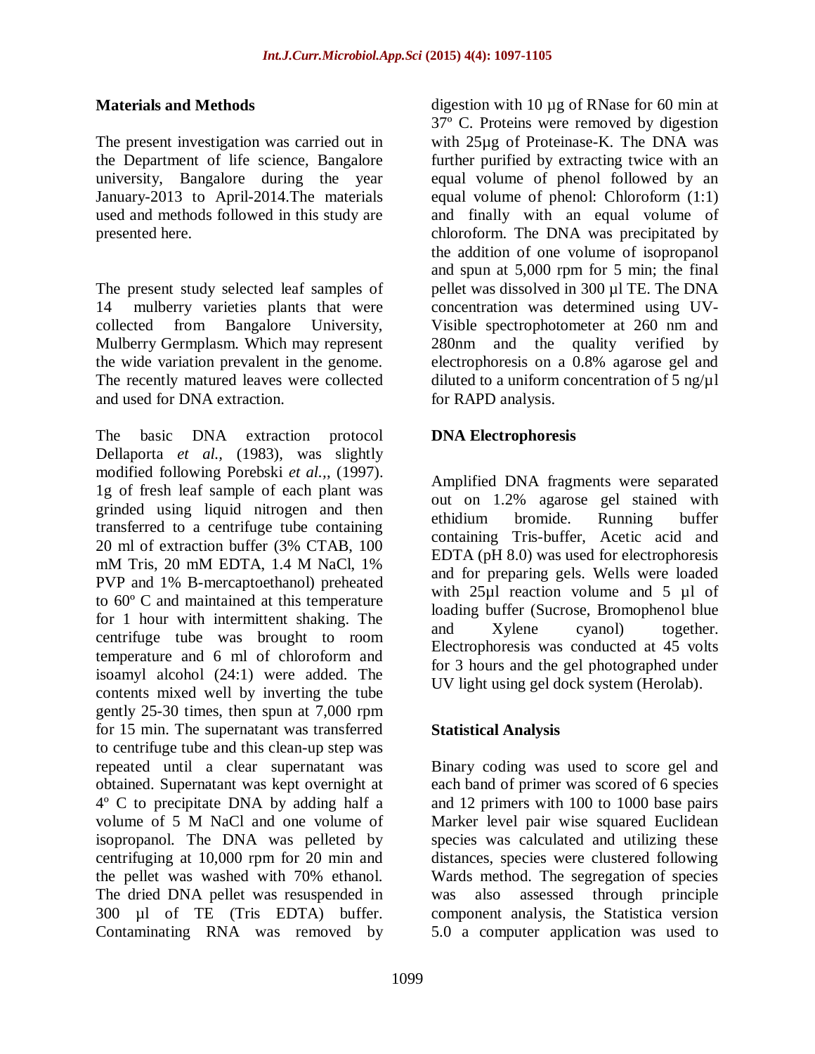## Materials and Methods

The present investigation was carried out in the Department of life science, Bangalore university, Bangalore during the year January-2013 to April-2014.The materials used and methods followed in this study are presented here.

The present study selected leaf samples of 14 mulberry varieties plants that were collected from Bangalore University, Mulberry Germplasm. Which may represent the wide variation prevalent in the genome. The recently matured leaves were collected and used for DNA extraction.

The basic DNA extraction protocol Dellaporta *et al.,* (1983), was slightly modified following Porebski *et al.,*, (1997). 1g of fresh leaf sample of each plant was grinded using liquid nitrogen and then transferred to a centrifuge tube containing 20 ml of extraction buffer (3% CTAB, 100 mM Tris, 20 mM EDTA, 1.4 M NaCl, 1% PVP and 1% B-mercaptoethanol) preheated to 60º C and maintained at this temperature for 1 hour with intermittent shaking. The centrifuge tube was brought to room temperature and 6 ml of chloroform and isoamyl alcohol (24:1) were added. The contents mixed well by inverting the tube gently 25-30 times, then spun at 7,000 rpm for 15 min. The supernatant was transferred to centrifuge tube and this clean-up step was repeated until a clear supernatant was obtained. Supernatant was kept overnight at 4º C to precipitate DNA by adding half a volume of 5 M NaCl and one volume of isopropanol. The DNA was pelleted by centrifuging at 10,000 rpm for 20 min and the pellet was washed with 70% ethanol. The dried DNA pellet was resuspended in 300 µl of TE (Tris EDTA) buffer. Contaminating RNA was removed by digestion with 10 µg of RNase for 60 min at 37º C. Proteins were removed by digestion with 25µg of Proteinase-K. The DNA was further purified by extracting twice with an equal volume of phenol followed by an equal volume of phenol: Chloroform (1:1) and finally with an equal volume of chloroform. The DNA was precipitated by the addition of one volume of isopropanol and spun at 5,000 rpm for 5 min; the final pellet was dissolved in 300 µl TE. The DNA concentration was determined using UV-Visible spectrophotometer at 260 nm and 280nm and the quality verified by electrophoresis on a 0.8% agarose gel and diluted to a uniform concentration of 5 ng/µl for RAPD analysis.

## DNA Electrophoresis

Amplified DNA fragments were separated out on 1.2% agarose gel stained with ethidium bromide. Running buffer containing Tris-buffer, Acetic acid and EDTA (pH 8.0) was used for electrophoresis and for preparing gels. Wells were loaded with 25µl reaction volume and 5 µl of loading buffer (Sucrose, Bromophenol blue and Xylene cyanol) together. Electrophoresis was conducted at 45 volts for 3 hours and the gel photographed under UV light using gel dock system (Herolab).

## Statistical Analysis

Binary coding was used to score gel and each band of primer was scored of 6 species and 12 primers with 100 to 1000 base pairs Marker level pair wise squared Euclidean species was calculated and utilizing these distances, species were clustered following Wards method. The segregation of species was also assessed through principle component analysis, the Statistica version 5.0 a computer application was used to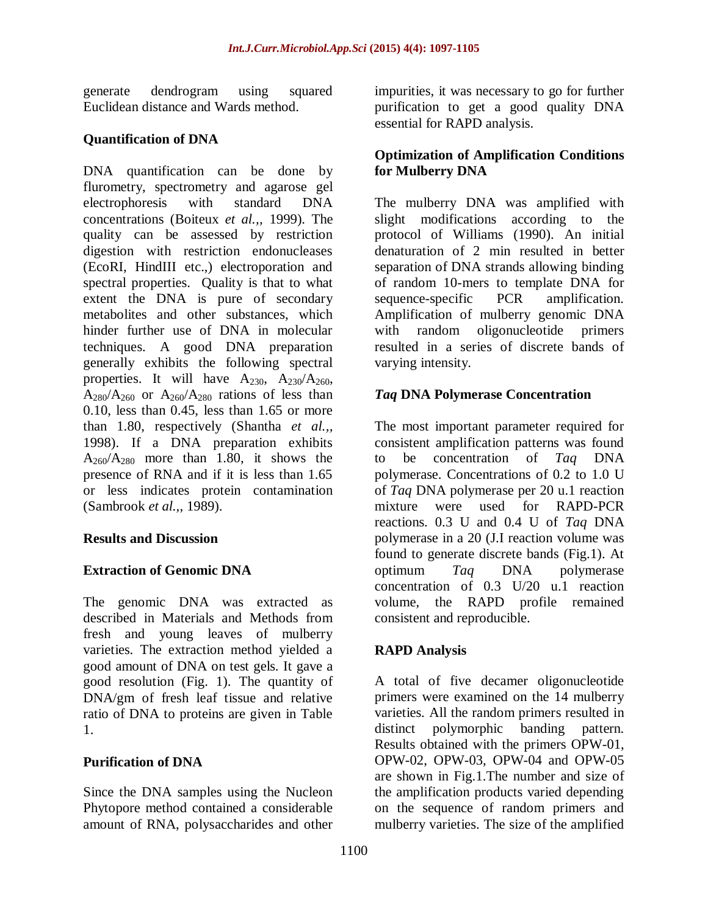generate dendrogram using squared Euclidean distance and Wards method.

### Quantification of DNA

DNA quantification can be done by flurometry, spectrometry and agarose gel electrophoresis with standard DNA concentrations (Boiteux *et al.,,* 1999). The quality can be assessed by restriction digestion with restriction endonucleases (EcoRI, HindIII etc.,) electroporation and spectral properties. Quality is that to what extent the DNA is pure of secondary metabolites and other substances, which hinder further use of DNA in molecular techniques. A good DNA preparation generally exhibits the following spectral properties. It will have $A_{230}$, $A_{230}/A_{260}$, $A_{280}/A_{260}$ or $A_{260}/A_{280}$ rations of less than 0.10, less than 0.45, less than 1.65 or more than 1.80, respectively (Shantha *et al.,,* 1998). If a DNA preparation exhibits $A_{260}/A_{280}$ more than 1.80, it shows the presence of RNA and if it is less than 1.65 or less indicates protein contamination (Sambrook *et al.,,* 1989).

## Results and Discussion

### Extraction of Genomic DNA

The genomic DNA was extracted as described in Materials and Methods from fresh and young leaves of mulberry varieties. The extraction method yielded a good amount of DNA on test gels. It gave a good resolution (Fig. 1). The quantity of DNA/gm of fresh leaf tissue and relative ratio of DNA to proteins are given in Table 1.

### Purification of DNA

Since the DNA samples using the Nucleon Phytopore method contained a considerable amount of RNA, polysaccharides and other impurities, it was necessary to go for further purification to get a good quality DNA essential for RAPD analysis.

### Optimization of Amplification Conditions for Mulberry DNA

The mulberry DNA was amplified with slight modifications according to the protocol of Williams (1990). An initial denaturation of 2 min resulted in better separation of DNA strands allowing binding of random 10-mers to template DNA for sequence-specific PCR amplification. Amplification of mulberry genomic DNA with random oligonucleotide primers resulted in a series of discrete bands of varying intensity.

### *Taq* DNA Polymerase Concentration

The most important parameter required for consistent amplification patterns was found to be concentration of *Taq* DNA polymerase. Concentrations of 0.2 to 1.0 U of *Taq* DNA polymerase per 20 u.1 reaction mixture were used for RAPD-PCR reactions. 0.3 U and 0.4 U of *Taq* DNA polymerase in a 20 (J.I reaction volume was found to generate discrete bands (Fig.1). At optimum *Taq* DNA polymerase concentration of 0.3 U/20 u.1 reaction volume, the RAPD profile remained consistent and reproducible.

### RAPD Analysis

A total of five decamer oligonucleotide primers were examined on the 14 mulberry varieties. All the random primers resulted in distinct polymorphic banding pattern. Results obtained with the primers OPW-01, OPW-02, OPW-03, OPW-04 and OPW-05 are shown in Fig.1.The number and size of the amplification products varied depending on the sequence of random primers and mulberry varieties. The size of the amplified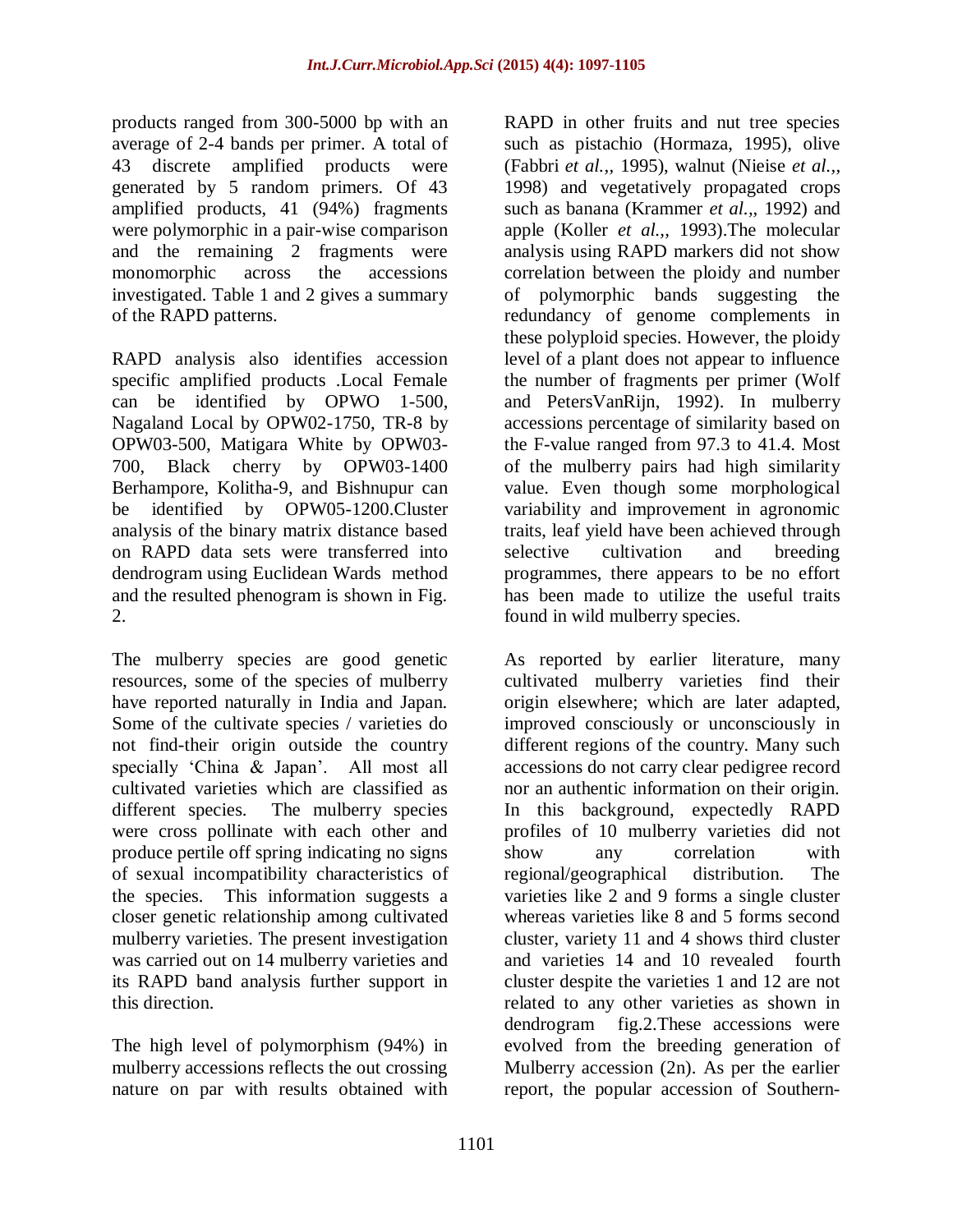products ranged from 300-5000 bp with an average of 2-4 bands per primer. A total of 43 discrete amplified products were generated by 5 random primers. Of 43 amplified products, 41 (94%) fragments were polymorphic in a pair-wise comparison and the remaining 2 fragments were monomorphic across the accessions investigated. Table 1 and 2 gives a summary of the RAPD patterns.

RAPD analysis also identifies accession specific amplified products .Local Female can be identified by OPWO 1-500, Nagaland Local by OPW02-1750, TR-8 by OPW03-500, Matigara White by OPW03-700, Black cherry by OPW03-1400 Berhampore, Kolitha-9, and Bishnupur can be identified by OPW05-1200.Cluster analysis of the binary matrix distance based on RAPD data sets were transferred into dendrogram using Euclidean Wards method and the resulted phenogram is shown in Fig. 2.

The mulberry species are good genetic resources, some of the species of mulberry have reported naturally in India and Japan. Some of the cultivate species / varieties do not find-their origin outside the country specially 'China & Japan'. All most all cultivated varieties which are classified as different species. The mulberry species were cross pollinate with each other and produce pertile off spring indicating no signs of sexual incompatibility characteristics of the species. This information suggests a closer genetic relationship among cultivated mulberry varieties. The present investigation was carried out on 14 mulberry varieties and its RAPD band analysis further support in this direction.

The high level of polymorphism (94%) in mulberry accessions reflects the out crossing nature on par with results obtained with RAPD in other fruits and nut tree species such as pistachio (Hormaza, 1995), olive (Fabbri *et al.,*, 1995), walnut (Nieise *et al.,*, 1998) and vegetatively propagated crops such as banana (Krammer *et al.,*, 1992) and apple (Koller *et al.,*, 1993).The molecular analysis using RAPD markers did not show correlation between the ploidy and number of polymorphic bands suggesting the redundancy of genome complements in these polyploid species. However, the ploidy level of a plant does not appear to influence the number of fragments per primer (Wolf and PetersVanRijn, 1992). In mulberry accessions percentage of similarity based on the F-value ranged from 97.3 to 41.4. Most of the mulberry pairs had high similarity value. Even though some morphological variability and improvement in agronomic traits, leaf yield have been achieved through selective cultivation and breeding programmes, there appears to be no effort has been made to utilize the useful traits found in wild mulberry species.

As reported by earlier literature, many cultivated mulberry varieties find their origin elsewhere; which are later adapted, improved consciously or unconsciously in different regions of the country. Many such accessions do not carry clear pedigree record nor an authentic information on their origin. In this background, expectedly RAPD profiles of 10 mulberry varieties did not show any correlation with regional/geographical distribution. The varieties like 2 and 9 forms a single cluster whereas varieties like 8 and 5 forms second cluster, variety 11 and 4 shows third cluster and varieties 14 and 10 revealed fourth cluster despite the varieties 1 and 12 are not related to any other varieties as shown in dendrogram fig.2.These accessions were evolved from the breeding generation of Mulberry accession (2n). As per the earlier report, the popular accession of Southern-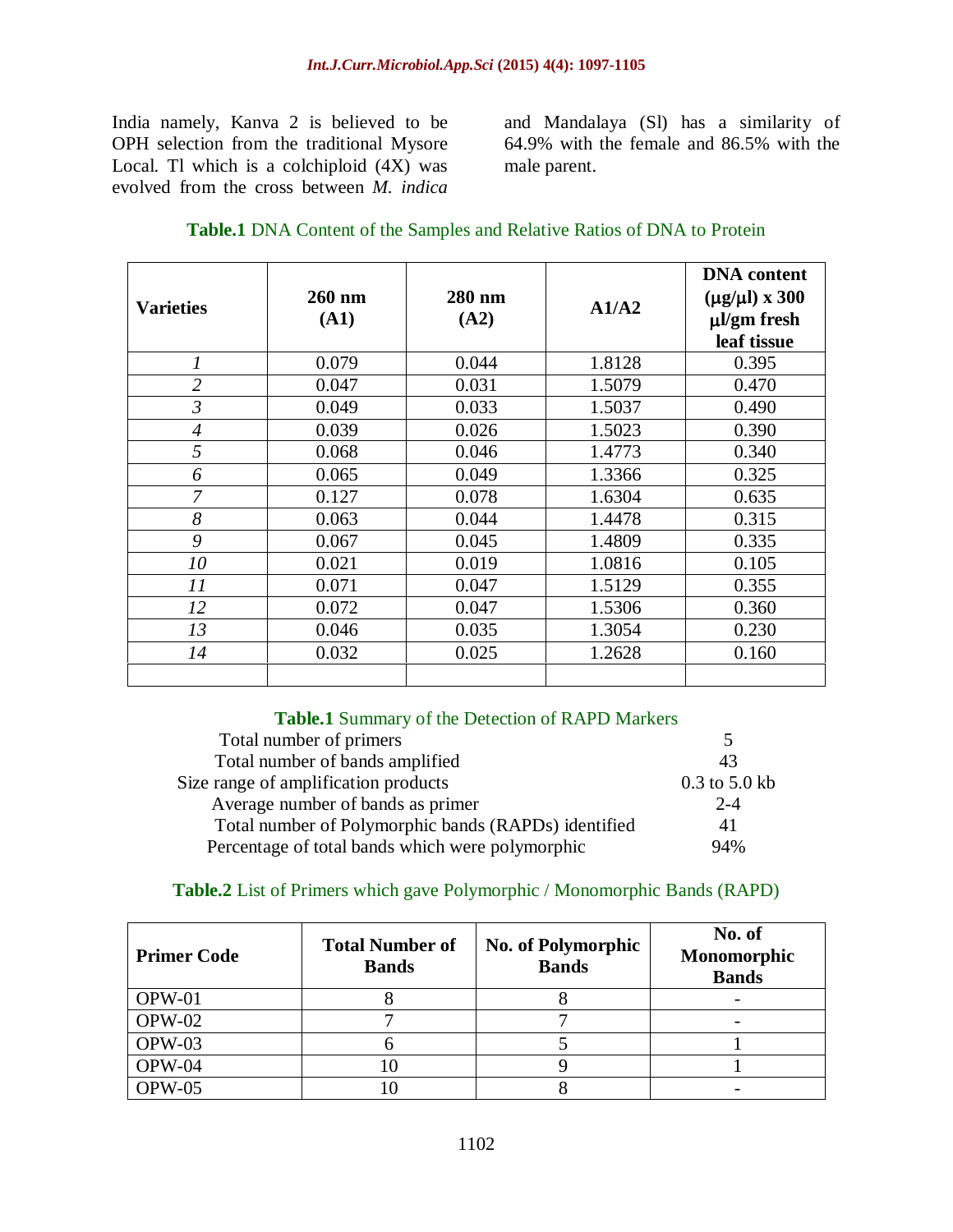India namely, Kanva 2 is believed to be OPH selection from the traditional Mysore Local. Tl which is a colchiploid (4X) was evolved from the cross between *M. indica* and Mandalaya (Sl) has a similarity of 64.9% with the female and 86.5% with the male parent.

**Table.1** DNA Content of the Samples and Relative Ratios of DNA to Protein

| Varieties | 260 nm (A1) | 280 nm (A2) | A1/A2 | DNA content (µg/µl) x 300 µl/gm fresh leaf tissue |
|---|---|---|---|---|
| *1* | 0.079 | 0.044 | 1.8128 | 0.395 |
| *2* | 0.047 | 0.031 | 1.5079 | 0.470 |
| *3* | 0.049 | 0.033 | 1.5037 | 0.490 |
| *4* | 0.039 | 0.026 | 1.5023 | 0.390 |
| *5* | 0.068 | 0.046 | 1.4773 | 0.340 |
| *6* | 0.065 | 0.049 | 1.3366 | 0.325 |
| *7* | 0.127 | 0.078 | 1.6304 | 0.635 |
| *8* | 0.063 | 0.044 | 1.4478 | 0.315 |
| *9* | 0.067 | 0.045 | 1.4809 | 0.335 |
| *10* | 0.021 | 0.019 | 1.0816 | 0.105 |
| *11* | 0.071 | 0.047 | 1.5129 | 0.355 |
| *12* | 0.072 | 0.047 | 1.5306 | 0.360 |
| *13* | 0.046 | 0.035 | 1.3054 | 0.230 |
| *14* | 0.032 | 0.025 | 1.2628 | 0.160 |
| | | | | |

**Table.1** Summary of the Detection of RAPD Markers

| | |
|---|---|
| Total number of primers | 5 |
| Total number of bands amplified | 43 |
| Size range of amplification products | 0.3 to 5.0 kb |
| Average number of bands as primer | 2-4 |
| Total number of Polymorphic bands (RAPDs) identified | 41 |
| Percentage of total bands which were polymorphic | 94% |

**Table.2** List of Primers which gave Polymorphic / Monomorphic Bands (RAPD)

| Primer Code | Total Number of Bands | No. of Polymorphic Bands | No. of Monomorphic Bands |
|---|---|---|---|
| OPW-01 | 8 | 8 | - |
| OPW-02 | 7 | 7 | - |
| OPW-03 | 6 | 5 | 1 |
| OPW-04 | 10 | 9 | 1 |
| OPW-05 | 10 | 8 | - |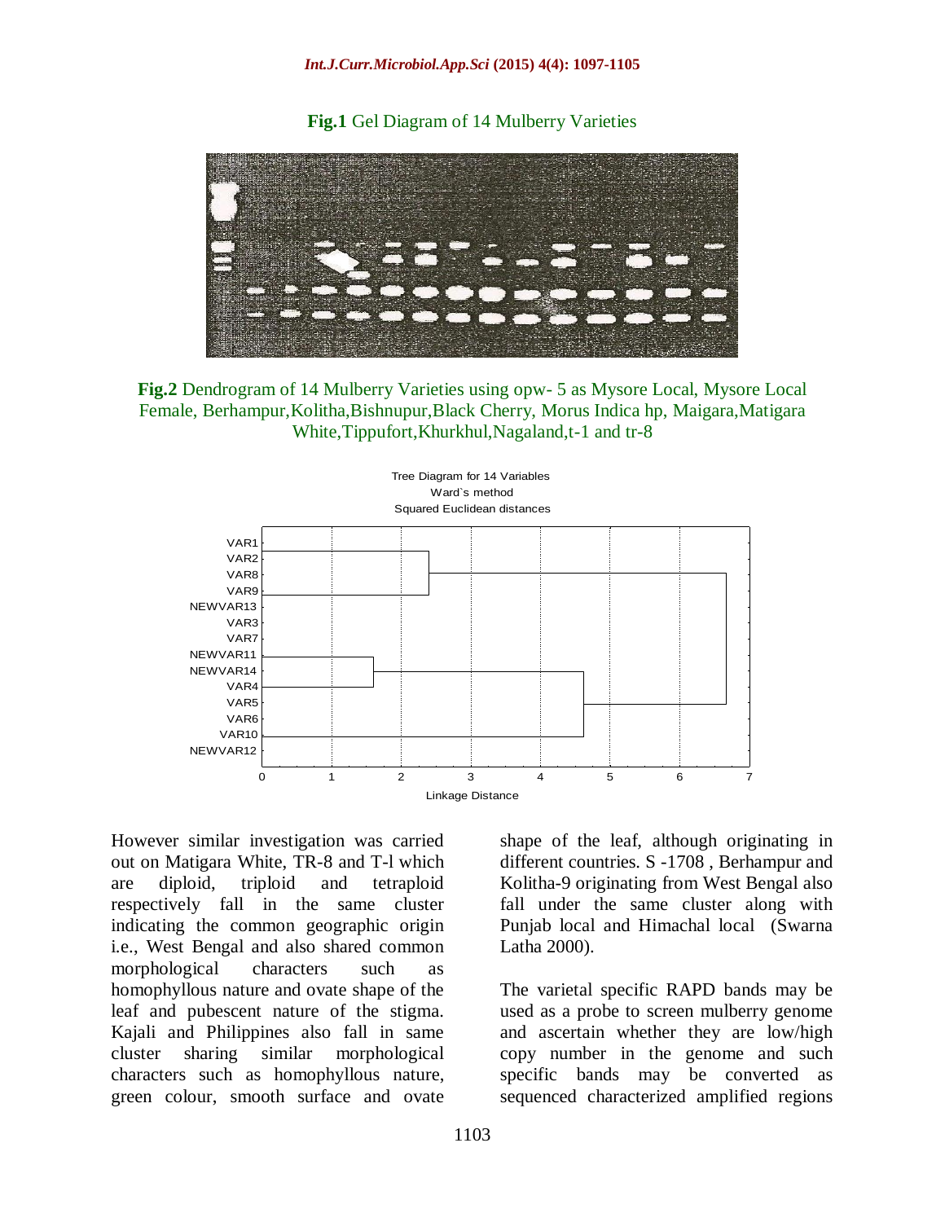**Fig.1** Gel Diagram of 14 Mulberry Varieties

**Fig.2** Dendrogram of 14 Mulberry Varieties using opw- 5 as Mysore Local, Mysore Local Female, Berhampur,Kolitha,Bishnupur,Black Cherry, Morus Indica hp, Maigara,Matigara White,Tippufort,Khurkhul,Nagaland,t-1 and tr-8

However similar investigation was carried out on Matigara White, TR-8 and T-l which are diploid, triploid and tetraploid respectively fall in the same cluster indicating the common geographic origin i.e., West Bengal and also shared common morphological characters such as homophyllous nature and ovate shape of the leaf and pubescent nature of the stigma. Kajali and Philippines also fall in same cluster sharing similar morphological characters such as homophyllous nature, green colour, smooth surface and ovate shape of the leaf, although originating in different countries. S -1708 , Berhampur and Kolitha-9 originating from West Bengal also fall under the same cluster along with Punjab local and Himachal local (Swarna Latha 2000).

The varietal specific RAPD bands may be used as a probe to screen mulberry genome and ascertain whether they are low/high copy number in the genome and such specific bands may be converted as sequenced characterized amplified regions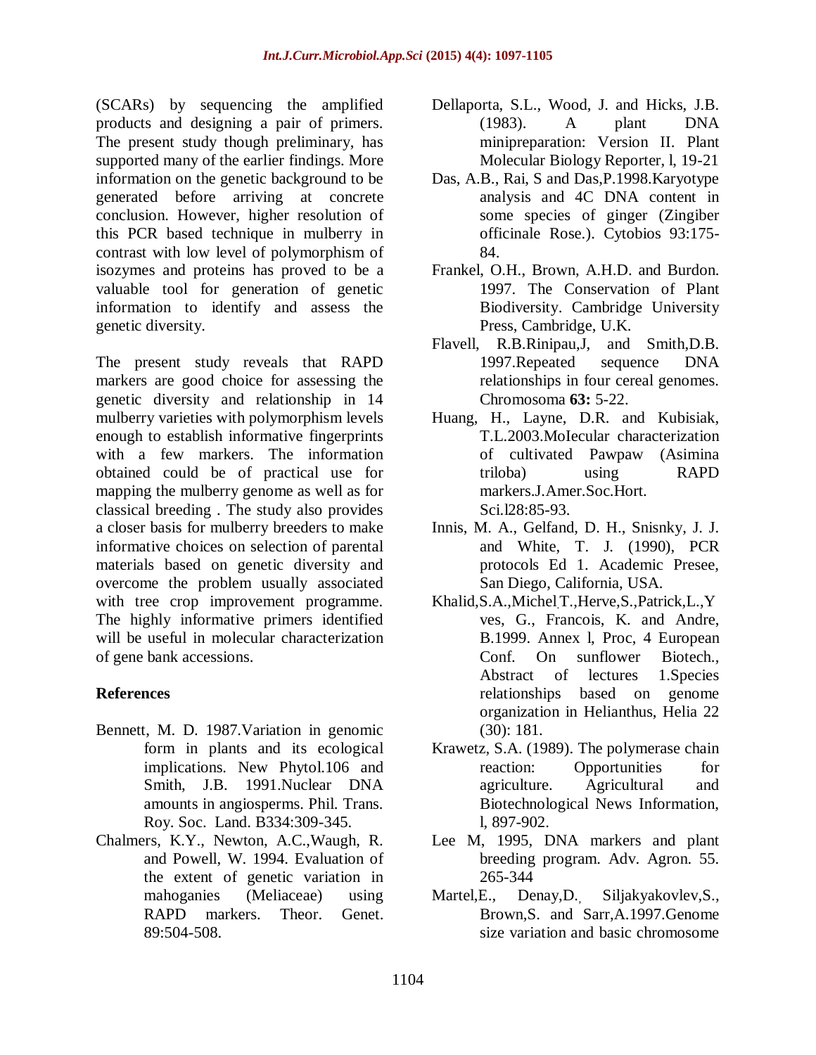(SCARs) by sequencing the amplified products and designing a pair of primers. The present study though preliminary, has supported many of the earlier findings. More information on the genetic background to be generated before arriving at concrete conclusion. However, higher resolution of this PCR based technique in mulberry in contrast with low level of polymorphism of isozymes and proteins has proved to be a valuable tool for generation of genetic information to identify and assess the genetic diversity.

The present study reveals that RAPD markers are good choice for assessing the genetic diversity and relationship in 14 mulberry varieties with polymorphism levels enough to establish informative fingerprints with a few markers. The information obtained could be of practical use for mapping the mulberry genome as well as for classical breeding . The study also provides a closer basis for mulberry breeders to make informative choices on selection of parental materials based on genetic diversity and overcome the problem usually associated with tree crop improvement programme. The highly informative primers identified will be useful in molecular characterization of gene bank accessions.

## References

Bennett, M. D. 1987.Variation in genomic form in plants and its ecological implications. New Phytol.106 and Smith, J.B. 1991.Nuclear DNA amounts in angiosperms. Phil. Trans. Roy. Soc. Land. B334:309-345.

Chalmers, K.Y., Newton, A.C.,Waugh, R. and Powell, W. 1994. Evaluation of the extent of genetic variation in mahoganies (Meliaceae) using RAPD markers. Theor. Genet. 89:504-508.

Dellaporta, S.L., Wood, J. and Hicks, J.B. (1983). A plant DNA minipreparation: Version II. Plant Molecular Biology Reporter, l, 19-21

Das, A.B., Rai, S and Das,P.1998.Karyotype analysis and 4C DNA content in some species of ginger (Zingiber officinale Rose.). Cytobios 93:175-84.

Frankel, O.H., Brown, A.H.D. and Burdon. 1997. The Conservation of Plant Biodiversity. Cambridge University Press, Cambridge, U.K.

Flavell, R.B.Rinipau,J, and Smith,D.B. 1997.Repeated sequence DNA relationships in four cereal genomes. Chromosoma **63:** 5-22.

Huang, H., Layne, D.R. and Kubisiak, T.L.2003.MoIecular characterization of cultivated Pawpaw (Asimina triloba) using RAPD markers.J.Amer.Soc.Hort. Sci.l28:85-93.

Innis, M. A., Gelfand, D. H., Snisnky, J. J. and White, T. J. (1990), PCR protocols Ed 1. Academic Presee, San Diego, California, USA.

Khalid,S.A.,Michel.T.,Herve,S.,Patrick,L.,Yves, G., Francois, K. and Andre, B.1999. Annex l, Proc, 4 European Conf. On sunflower Biotech., Abstract of lectures 1.Species relationships based on genome organization in Helianthus, Helia 22 (30): 181.

Krawetz, S.A. (1989). The polymerase chain reaction: Opportunities for agriculture. Agricultural and Biotechnological News Information, l, 897-902.

Lee M, 1995, DNA markers and plant breeding program. Adv. Agron. 55. 265-344

Martel,E., Denay,D., Siljakyakovlev,S., Brown,S. and Sarr,A.1997.Genome size variation and basic chromosome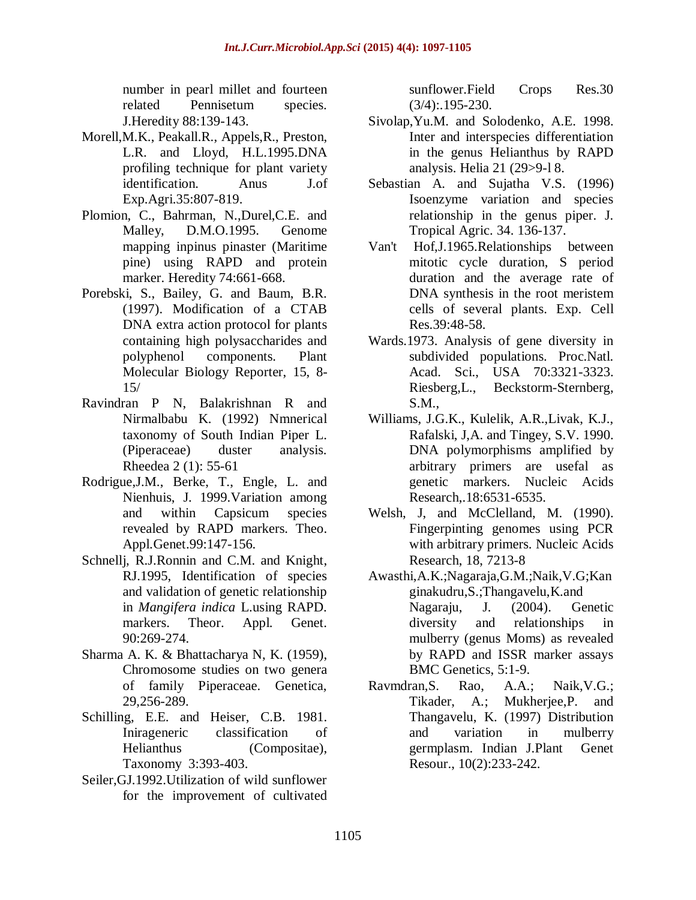number in pearl millet and fourteen related Pennisetum species. J.Heredity 88:139-143.

Morell,M.K., Peakall.R., Appels,R., Preston, L.R. and Lloyd, H.L.1995.DNA profiling technique for plant variety identification. Anus J.of Exp.Agri.35:807-819.

Plomion, C., Bahrman, N.,Durel,C.E. and Malley, D.M.O.1995. Genome mapping inpinus pinaster (Maritime pine) using RAPD and protein marker. Heredity 74:661-668.

Porebski, S., Bailey, G. and Baum, B.R. (1997). Modification of a CTAB DNA extra action protocol for plants containing high polysaccharides and polyphenol components. Plant Molecular Biology Reporter, 15, 8-15/

Ravindran P N, Balakrishnan R and Nirmalbabu K. (1992) Nmnerical taxonomy of South Indian Piper L. (Piperaceae) duster analysis. Rheedea 2 (1): 55-61

Rodrigue,J.M., Berke, T., Engle, L. and Nienhuis, J. 1999.Variation among and within Capsicum species revealed by RAPD markers. Theo. Appl.Genet.99:147-156.

Schnellj, R.J.Ronnin and C.M. and Knight, RJ.1995, Identification of species and validation of genetic relationship in *Mangifera indica* L.using RAPD. markers. Theor. Appl. Genet. 90:269-274.

Sharma A. K. & Bhattacharya N, K. (1959), Chromosome studies on two genera of family Piperaceae. Genetica, 29,256-289.

Schilling, E.E. and Heiser, C.B. 1981. Inirageneric classification of Helianthus (Compositae), Taxonomy 3:393-403.

Seiler,GJ.1992.Utilization of wild sunflower for the improvement of cultivated sunflower.Field Crops Res.30 (3/4):.195-230.

Sivolap,Yu.M. and Solodenko, A.E. 1998. Inter and interspecies differentiation in the genus Helianthus by RAPD analysis. Helia 21 (29>9-l 8.

Sebastian A. and Sujatha V.S. (1996) Isoenzyme variation and species relationship in the genus piper. J. Tropical Agric. 34. 136-137.

Van't Hof,J.1965.Relationships between mitotic cycle duration, S period duration and the average rate of DNA synthesis in the root meristem cells of several plants. Exp. Cell Res.39:48-58.

Wards.1973. Analysis of gene diversity in subdivided populations. Proc.Natl. Acad. Sci., USA 70:3321-3323. Riesberg,L., Beckstorm-Sternberg, S.M.,

Williams, J.G.K., Kulelik, A.R.,Livak, K.J., Rafalski, J,A. and Tingey, S.V. 1990. DNA polymorphisms amplified by arbitrary primers are usefal as genetic markers. Nucleic Acids Research,.18:6531-6535.

Welsh, J, and McClelland, M. (1990). Fingerpinting genomes using PCR with arbitrary primers. Nucleic Acids Research, 18, 7213-8

Awasthi,A.K.;Nagaraja,G.M.;Naik,V.G;Kanginakudru,S.;Thangavelu,K.and Nagaraju, J. (2004). Genetic diversity and relationships in mulberry (genus Moms) as revealed by RAPD and ISSR marker assays BMC Genetics, 5:1-9.

Ravmdran,S. Rao, A.A.; Naik,V.G.; Tikader, A.; Mukherjee,P. and Thangavelu, K. (1997) Distribution and variation in mulberry germplasm. Indian J.Plant Genet Resour., 10(2):233-242.